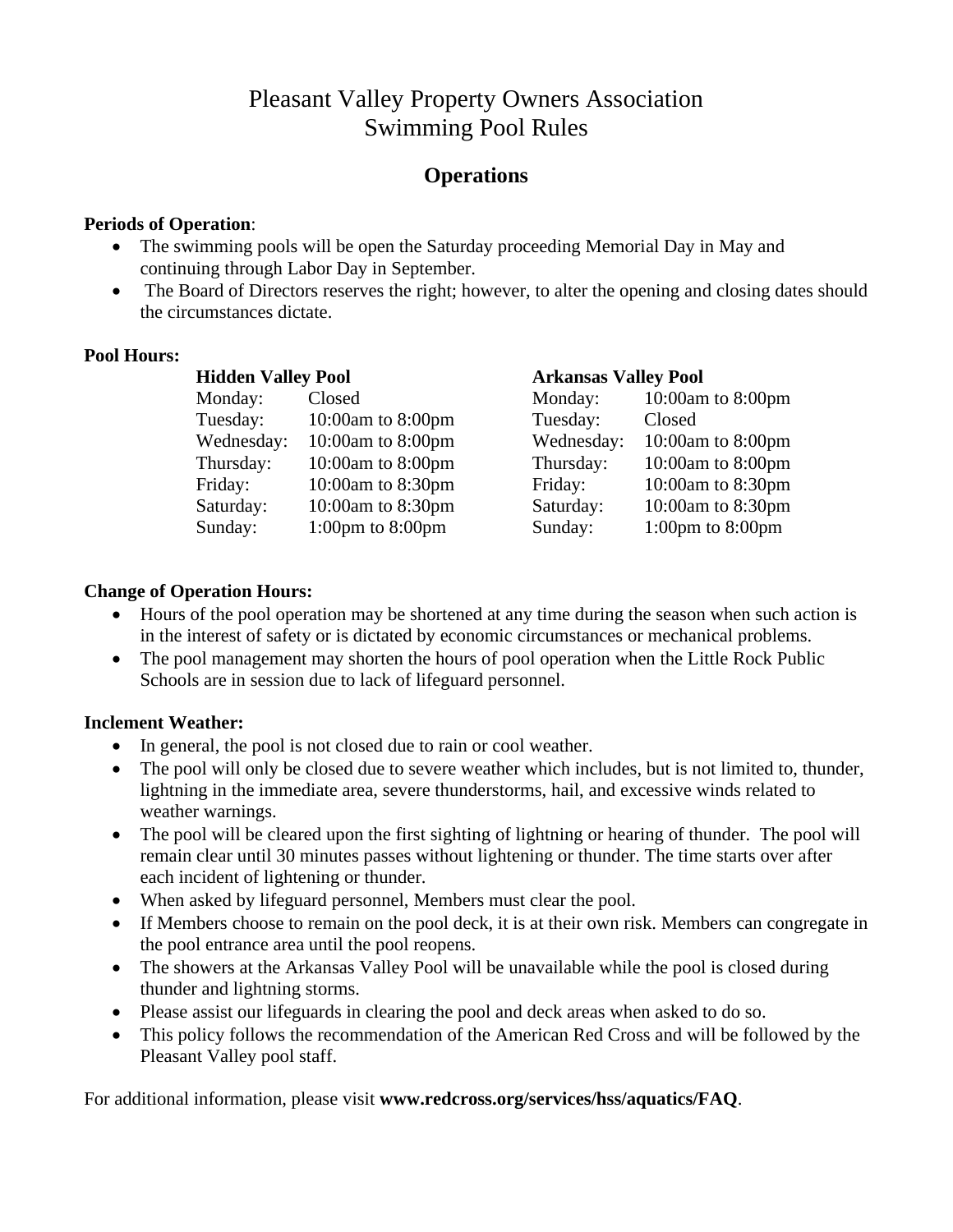# Pleasant Valley Property Owners Association
# Swimming Pool Rules

## Operations

**Periods of Operation**:

- The swimming pools will be open the Saturday proceeding Memorial Day in May and continuing through Labor Day in September.
- The Board of Directors reserves the right; however, to alter the opening and closing dates should the circumstances dictate.

**Pool Hours:**

| **Hidden Valley Pool** | | **Arkansas Valley Pool** | |
|---|---|---|---|
| Monday: | Closed | Monday: | 10:00am to 8:00pm |
| Tuesday: | 10:00am to 8:00pm | Tuesday: | Closed |
| Wednesday: | 10:00am to 8:00pm | Wednesday: | 10:00am to 8:00pm |
| Thursday: | 10:00am to 8:00pm | Thursday: | 10:00am to 8:00pm |
| Friday: | 10:00am to 8:30pm | Friday: | 10:00am to 8:30pm |
| Saturday: | 10:00am to 8:30pm | Saturday: | 10:00am to 8:30pm |
| Sunday: | 1:00pm to 8:00pm | Sunday: | 1:00pm to 8:00pm |

**Change of Operation Hours:**

- Hours of the pool operation may be shortened at any time during the season when such action is in the interest of safety or is dictated by economic circumstances or mechanical problems.
- The pool management may shorten the hours of pool operation when the Little Rock Public Schools are in session due to lack of lifeguard personnel.

**Inclement Weather:**

- In general, the pool is not closed due to rain or cool weather.
- The pool will only be closed due to severe weather which includes, but is not limited to, thunder, lightning in the immediate area, severe thunderstorms, hail, and excessive winds related to weather warnings.
- The pool will be cleared upon the first sighting of lightning or hearing of thunder. The pool will remain clear until 30 minutes passes without lightening or thunder. The time starts over after each incident of lightening or thunder.
- When asked by lifeguard personnel, Members must clear the pool.
- If Members choose to remain on the pool deck, it is at their own risk. Members can congregate in the pool entrance area until the pool reopens.
- The showers at the Arkansas Valley Pool will be unavailable while the pool is closed during thunder and lightning storms.
- Please assist our lifeguards in clearing the pool and deck areas when asked to do so.
- This policy follows the recommendation of the American Red Cross and will be followed by the Pleasant Valley pool staff.

For additional information, please visit **www.redcross.org/services/hss/aquatics/FAQ**.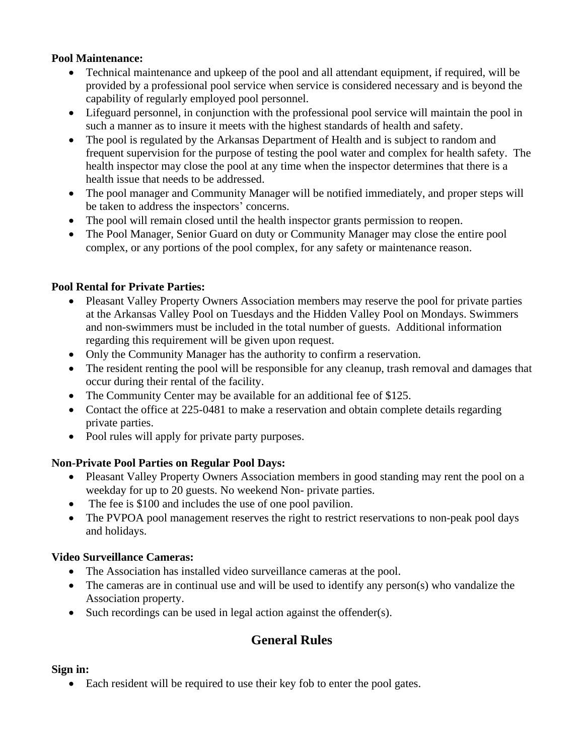**Pool Maintenance:**

- Technical maintenance and upkeep of the pool and all attendant equipment, if required, will be provided by a professional pool service when service is considered necessary and is beyond the capability of regularly employed pool personnel.
- Lifeguard personnel, in conjunction with the professional pool service will maintain the pool in such a manner as to insure it meets with the highest standards of health and safety.
- The pool is regulated by the Arkansas Department of Health and is subject to random and frequent supervision for the purpose of testing the pool water and complex for health safety. The health inspector may close the pool at any time when the inspector determines that there is a health issue that needs to be addressed.
- The pool manager and Community Manager will be notified immediately, and proper steps will be taken to address the inspectors' concerns.
- The pool will remain closed until the health inspector grants permission to reopen.
- The Pool Manager, Senior Guard on duty or Community Manager may close the entire pool complex, or any portions of the pool complex, for any safety or maintenance reason.

**Pool Rental for Private Parties:**

- Pleasant Valley Property Owners Association members may reserve the pool for private parties at the Arkansas Valley Pool on Tuesdays and the Hidden Valley Pool on Mondays. Swimmers and non-swimmers must be included in the total number of guests. Additional information regarding this requirement will be given upon request.
- Only the Community Manager has the authority to confirm a reservation.
- The resident renting the pool will be responsible for any cleanup, trash removal and damages that occur during their rental of the facility.
- The Community Center may be available for an additional fee of $125.
- Contact the office at 225-0481 to make a reservation and obtain complete details regarding private parties.
- Pool rules will apply for private party purposes.

**Non-Private Pool Parties on Regular Pool Days:**

- Pleasant Valley Property Owners Association members in good standing may rent the pool on a weekday for up to 20 guests. No weekend Non- private parties.
- The fee is $100 and includes the use of one pool pavilion.
- The PVPOA pool management reserves the right to restrict reservations to non-peak pool days and holidays.

**Video Surveillance Cameras:**

- The Association has installed video surveillance cameras at the pool.
- The cameras are in continual use and will be used to identify any person(s) who vandalize the Association property.
- Such recordings can be used in legal action against the offender(s).

## General Rules

**Sign in:**

- Each resident will be required to use their key fob to enter the pool gates.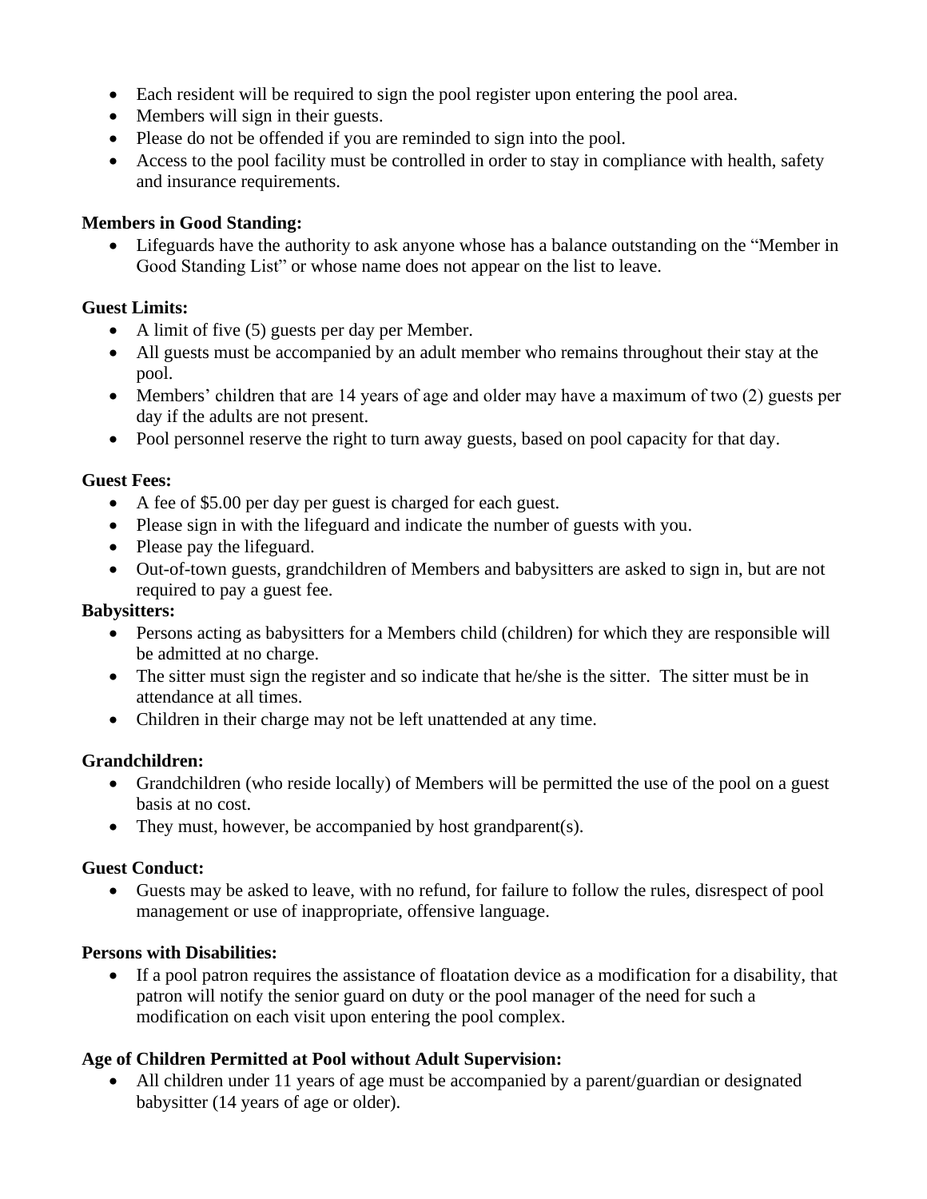- Each resident will be required to sign the pool register upon entering the pool area.
- Members will sign in their guests.
- Please do not be offended if you are reminded to sign into the pool.
- Access to the pool facility must be controlled in order to stay in compliance with health, safety and insurance requirements.

**Members in Good Standing:**

- Lifeguards have the authority to ask anyone whose has a balance outstanding on the "Member in Good Standing List" or whose name does not appear on the list to leave.

**Guest Limits:**

- A limit of five (5) guests per day per Member.
- All guests must be accompanied by an adult member who remains throughout their stay at the pool.
- Members' children that are 14 years of age and older may have a maximum of two (2) guests per day if the adults are not present.
- Pool personnel reserve the right to turn away guests, based on pool capacity for that day.

**Guest Fees:**

- A fee of $5.00 per day per guest is charged for each guest.
- Please sign in with the lifeguard and indicate the number of guests with you.
- Please pay the lifeguard.
- Out-of-town guests, grandchildren of Members and babysitters are asked to sign in, but are not required to pay a guest fee.

**Babysitters:**

- Persons acting as babysitters for a Members child (children) for which they are responsible will be admitted at no charge.
- The sitter must sign the register and so indicate that he/she is the sitter. The sitter must be in attendance at all times.
- Children in their charge may not be left unattended at any time.

**Grandchildren:**

- Grandchildren (who reside locally) of Members will be permitted the use of the pool on a guest basis at no cost.
- They must, however, be accompanied by host grandparent(s).

**Guest Conduct:**

- Guests may be asked to leave, with no refund, for failure to follow the rules, disrespect of pool management or use of inappropriate, offensive language.

**Persons with Disabilities:**

- If a pool patron requires the assistance of floatation device as a modification for a disability, that patron will notify the senior guard on duty or the pool manager of the need for such a modification on each visit upon entering the pool complex.

**Age of Children Permitted at Pool without Adult Supervision:**

- All children under 11 years of age must be accompanied by a parent/guardian or designated babysitter (14 years of age or older).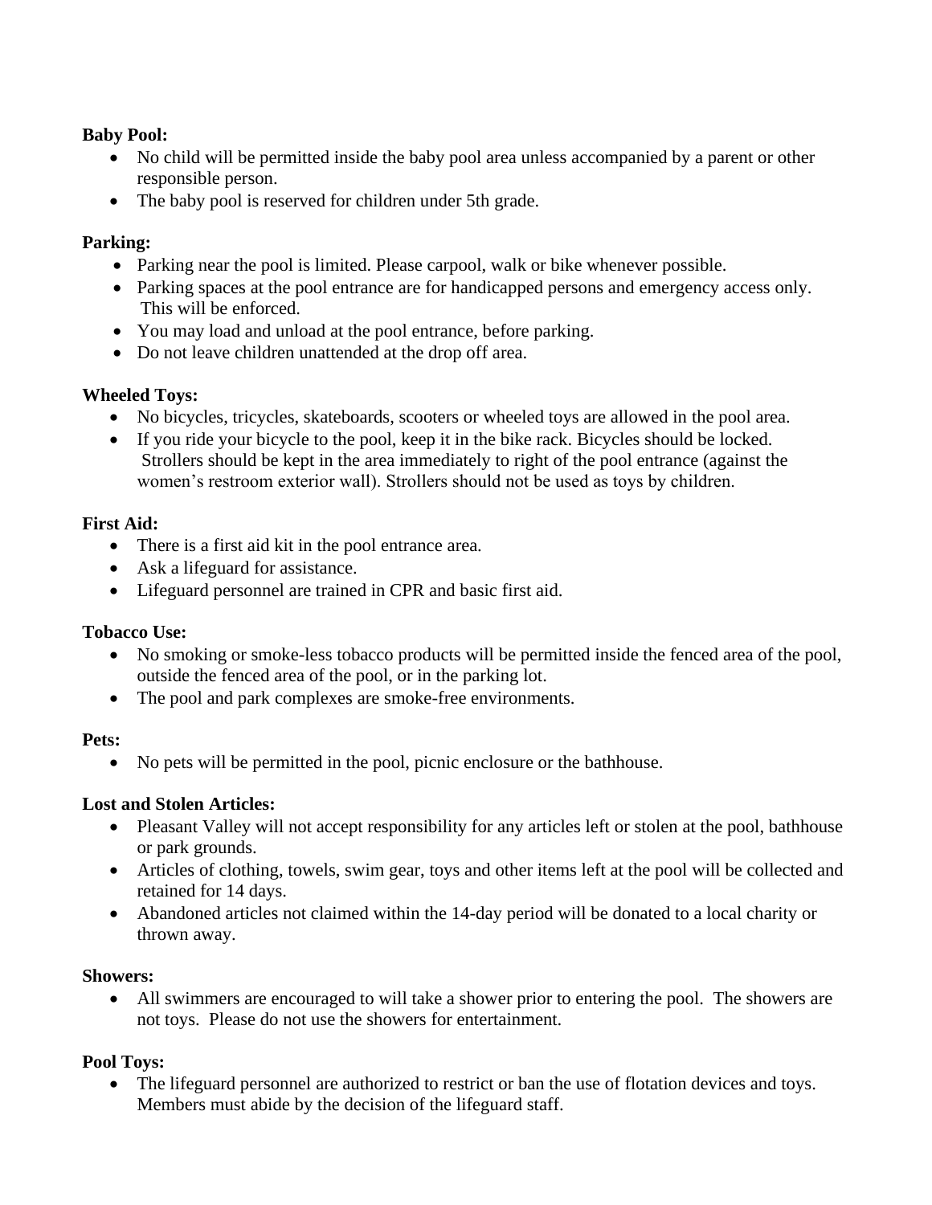**Baby Pool:**

- No child will be permitted inside the baby pool area unless accompanied by a parent or other responsible person.
- The baby pool is reserved for children under 5th grade.

**Parking:**

- Parking near the pool is limited. Please carpool, walk or bike whenever possible.
- Parking spaces at the pool entrance are for handicapped persons and emergency access only. This will be enforced.
- You may load and unload at the pool entrance, before parking.
- Do not leave children unattended at the drop off area.

**Wheeled Toys:**

- No bicycles, tricycles, skateboards, scooters or wheeled toys are allowed in the pool area.
- If you ride your bicycle to the pool, keep it in the bike rack. Bicycles should be locked. Strollers should be kept in the area immediately to right of the pool entrance (against the women's restroom exterior wall). Strollers should not be used as toys by children.

**First Aid:**

- There is a first aid kit in the pool entrance area.
- Ask a lifeguard for assistance.
- Lifeguard personnel are trained in CPR and basic first aid.

**Tobacco Use:**

- No smoking or smoke-less tobacco products will be permitted inside the fenced area of the pool, outside the fenced area of the pool, or in the parking lot.
- The pool and park complexes are smoke-free environments.

**Pets:**

- No pets will be permitted in the pool, picnic enclosure or the bathhouse.

**Lost and Stolen Articles:**

- Pleasant Valley will not accept responsibility for any articles left or stolen at the pool, bathhouse or park grounds.
- Articles of clothing, towels, swim gear, toys and other items left at the pool will be collected and retained for 14 days.
- Abandoned articles not claimed within the 14-day period will be donated to a local charity or thrown away.

**Showers:**

- All swimmers are encouraged to will take a shower prior to entering the pool. The showers are not toys. Please do not use the showers for entertainment.

**Pool Toys:**

- The lifeguard personnel are authorized to restrict or ban the use of flotation devices and toys. Members must abide by the decision of the lifeguard staff.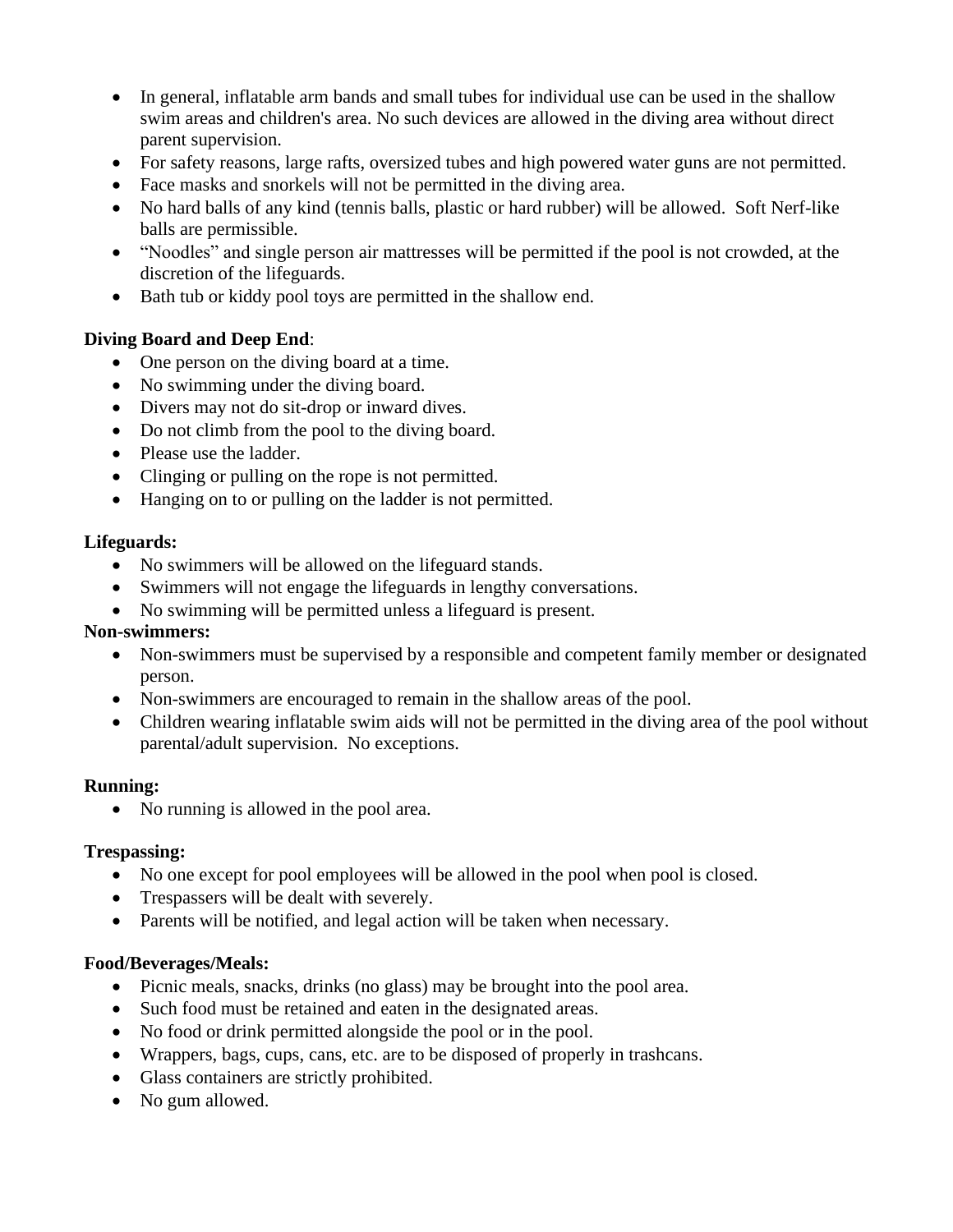- In general, inflatable arm bands and small tubes for individual use can be used in the shallow swim areas and children's area. No such devices are allowed in the diving area without direct parent supervision.
- For safety reasons, large rafts, oversized tubes and high powered water guns are not permitted.
- Face masks and snorkels will not be permitted in the diving area.
- No hard balls of any kind (tennis balls, plastic or hard rubber) will be allowed.  Soft Nerf-like balls are permissible.
- "Noodles" and single person air mattresses will be permitted if the pool is not crowded, at the discretion of the lifeguards.
- Bath tub or kiddy pool toys are permitted in the shallow end.

**Diving Board and Deep End**:

- One person on the diving board at a time.
- No swimming under the diving board.
- Divers may not do sit-drop or inward dives.
- Do not climb from the pool to the diving board.
- Please use the ladder.
- Clinging or pulling on the rope is not permitted.
- Hanging on to or pulling on the ladder is not permitted.

**Lifeguards:**

- No swimmers will be allowed on the lifeguard stands.
- Swimmers will not engage the lifeguards in lengthy conversations.
- No swimming will be permitted unless a lifeguard is present.

**Non-swimmers:**

- Non-swimmers must be supervised by a responsible and competent family member or designated person.
- Non-swimmers are encouraged to remain in the shallow areas of the pool.
- Children wearing inflatable swim aids will not be permitted in the diving area of the pool without parental/adult supervision.  No exceptions.

**Running:**

- No running is allowed in the pool area.

**Trespassing:**

- No one except for pool employees will be allowed in the pool when pool is closed.
- Trespassers will be dealt with severely.
- Parents will be notified, and legal action will be taken when necessary.

**Food/Beverages/Meals:**

- Picnic meals, snacks, drinks (no glass) may be brought into the pool area.
- Such food must be retained and eaten in the designated areas.
- No food or drink permitted alongside the pool or in the pool.
- Wrappers, bags, cups, cans, etc. are to be disposed of properly in trashcans.
- Glass containers are strictly prohibited.
- No gum allowed.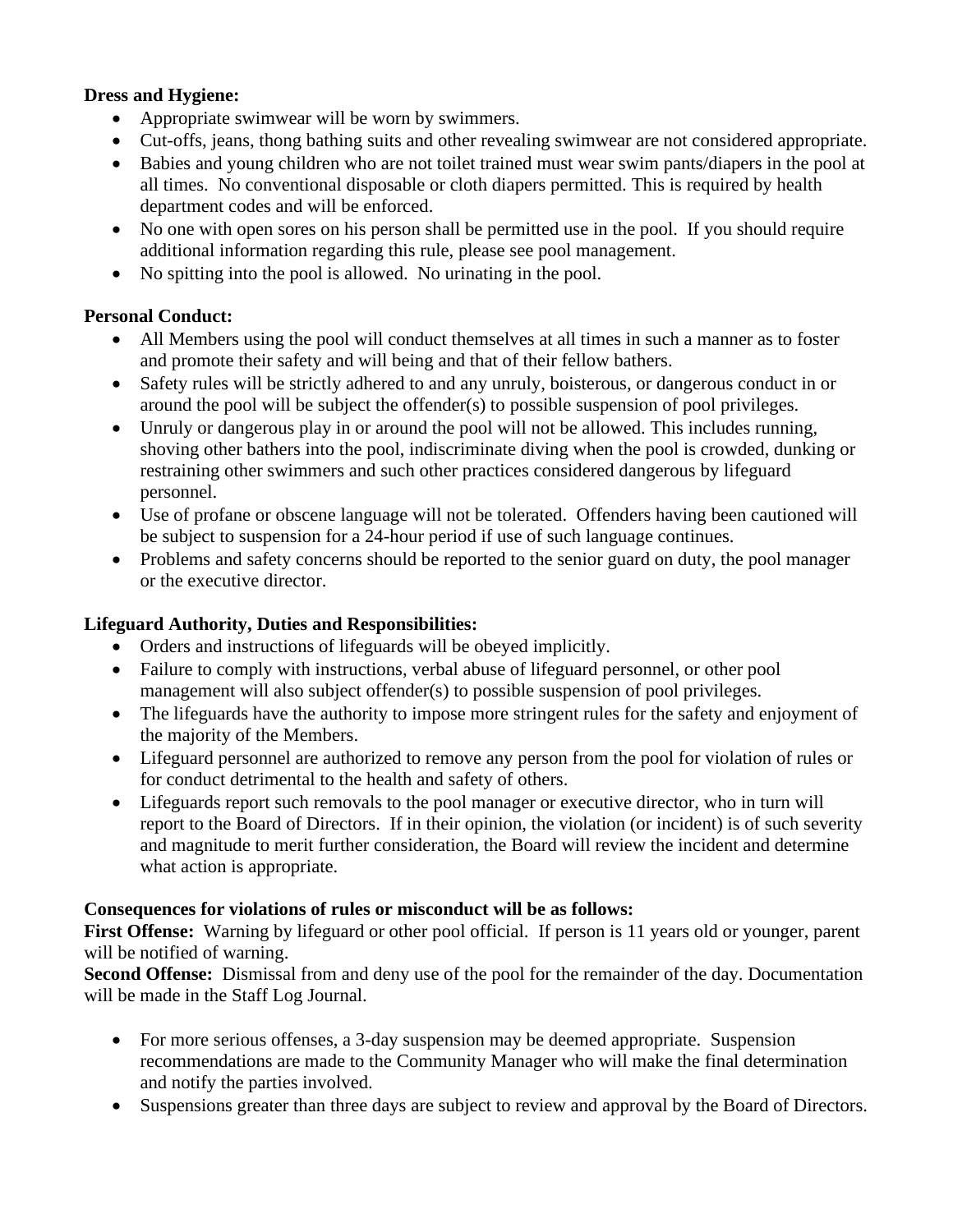**Dress and Hygiene:**

- Appropriate swimwear will be worn by swimmers.
- Cut-offs, jeans, thong bathing suits and other revealing swimwear are not considered appropriate.
- Babies and young children who are not toilet trained must wear swim pants/diapers in the pool at all times. No conventional disposable or cloth diapers permitted. This is required by health department codes and will be enforced.
- No one with open sores on his person shall be permitted use in the pool. If you should require additional information regarding this rule, please see pool management.
- No spitting into the pool is allowed. No urinating in the pool.

**Personal Conduct:**

- All Members using the pool will conduct themselves at all times in such a manner as to foster and promote their safety and will being and that of their fellow bathers.
- Safety rules will be strictly adhered to and any unruly, boisterous, or dangerous conduct in or around the pool will be subject the offender(s) to possible suspension of pool privileges.
- Unruly or dangerous play in or around the pool will not be allowed. This includes running, shoving other bathers into the pool, indiscriminate diving when the pool is crowded, dunking or restraining other swimmers and such other practices considered dangerous by lifeguard personnel.
- Use of profane or obscene language will not be tolerated. Offenders having been cautioned will be subject to suspension for a 24-hour period if use of such language continues.
- Problems and safety concerns should be reported to the senior guard on duty, the pool manager or the executive director.

**Lifeguard Authority, Duties and Responsibilities:**

- Orders and instructions of lifeguards will be obeyed implicitly.
- Failure to comply with instructions, verbal abuse of lifeguard personnel, or other pool management will also subject offender(s) to possible suspension of pool privileges.
- The lifeguards have the authority to impose more stringent rules for the safety and enjoyment of the majority of the Members.
- Lifeguard personnel are authorized to remove any person from the pool for violation of rules or for conduct detrimental to the health and safety of others.
- Lifeguards report such removals to the pool manager or executive director, who in turn will report to the Board of Directors. If in their opinion, the violation (or incident) is of such severity and magnitude to merit further consideration, the Board will review the incident and determine what action is appropriate.

**Consequences for violations of rules or misconduct will be as follows:**

**First Offense:** Warning by lifeguard or other pool official. If person is 11 years old or younger, parent will be notified of warning.

**Second Offense:** Dismissal from and deny use of the pool for the remainder of the day. Documentation will be made in the Staff Log Journal.

- For more serious offenses, a 3-day suspension may be deemed appropriate. Suspension recommendations are made to the Community Manager who will make the final determination and notify the parties involved.
- Suspensions greater than three days are subject to review and approval by the Board of Directors.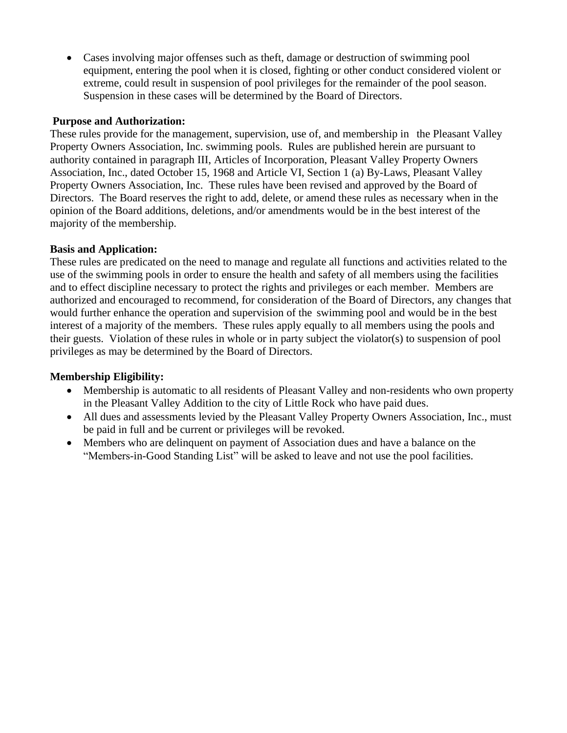- Cases involving major offenses such as theft, damage or destruction of swimming pool equipment, entering the pool when it is closed, fighting or other conduct considered violent or extreme, could result in suspension of pool privileges for the remainder of the pool season. Suspension in these cases will be determined by the Board of Directors.

**Purpose and Authorization:**

These rules provide for the management, supervision, use of, and membership in the Pleasant Valley Property Owners Association, Inc. swimming pools. Rules are published herein are pursuant to authority contained in paragraph III, Articles of Incorporation, Pleasant Valley Property Owners Association, Inc., dated October 15, 1968 and Article VI, Section 1 (a) By-Laws, Pleasant Valley Property Owners Association, Inc. These rules have been revised and approved by the Board of Directors. The Board reserves the right to add, delete, or amend these rules as necessary when in the opinion of the Board additions, deletions, and/or amendments would be in the best interest of the majority of the membership.

**Basis and Application:**

These rules are predicated on the need to manage and regulate all functions and activities related to the use of the swimming pools in order to ensure the health and safety of all members using the facilities and to effect discipline necessary to protect the rights and privileges or each member. Members are authorized and encouraged to recommend, for consideration of the Board of Directors, any changes that would further enhance the operation and supervision of the swimming pool and would be in the best interest of a majority of the members. These rules apply equally to all members using the pools and their guests. Violation of these rules in whole or in party subject the violator(s) to suspension of pool privileges as may be determined by the Board of Directors.

**Membership Eligibility:**

- Membership is automatic to all residents of Pleasant Valley and non-residents who own property in the Pleasant Valley Addition to the city of Little Rock who have paid dues.
- All dues and assessments levied by the Pleasant Valley Property Owners Association, Inc., must be paid in full and be current or privileges will be revoked.
- Members who are delinquent on payment of Association dues and have a balance on the "Members-in-Good Standing List" will be asked to leave and not use the pool facilities.